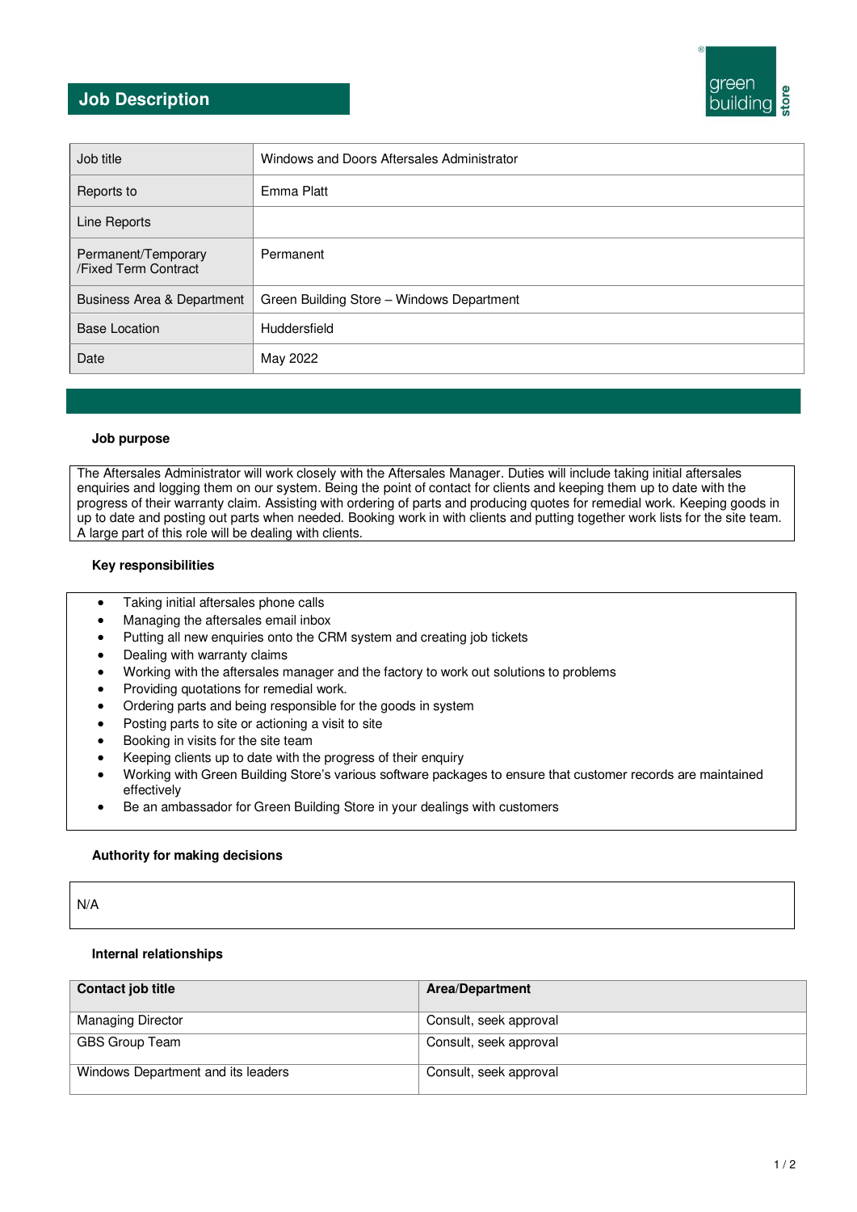# Job Description

| Job title | Windows and Doors Aftersales Administrator |
|---|---|
| Reports to | Emma Platt |
| Line Reports | |
| Permanent/Temporary /Fixed Term Contract | Permanent |
| Business Area & Department | Green Building Store – Windows Department |
| Base Location | Huddersfield |
| Date | May 2022 |

### Job purpose

The Aftersales Administrator will work closely with the Aftersales Manager. Duties will include taking initial aftersales enquiries and logging them on our system. Being the point of contact for clients and keeping them up to date with the progress of their warranty claim. Assisting with ordering of parts and producing quotes for remedial work. Keeping goods in up to date and posting out parts when needed. Booking work in with clients and putting together work lists for the site team. A large part of this role will be dealing with clients.

### Key responsibilities

- Taking initial aftersales phone calls
- Managing the aftersales email inbox
- Putting all new enquiries onto the CRM system and creating job tickets
- Dealing with warranty claims
- Working with the aftersales manager and the factory to work out solutions to problems
- Providing quotations for remedial work.
- Ordering parts and being responsible for the goods in system
- Posting parts to site or actioning a visit to site
- Booking in visits for the site team
- Keeping clients up to date with the progress of their enquiry
- Working with Green Building Store's various software packages to ensure that customer records are maintained effectively
- Be an ambassador for Green Building Store in your dealings with customers

### Authority for making decisions

N/A

### Internal relationships

| Contact job title | Area/Department |
|---|---|
| Managing Director | Consult, seek approval |
| GBS Group Team | Consult, seek approval |
| Windows Department and its leaders | Consult, seek approval |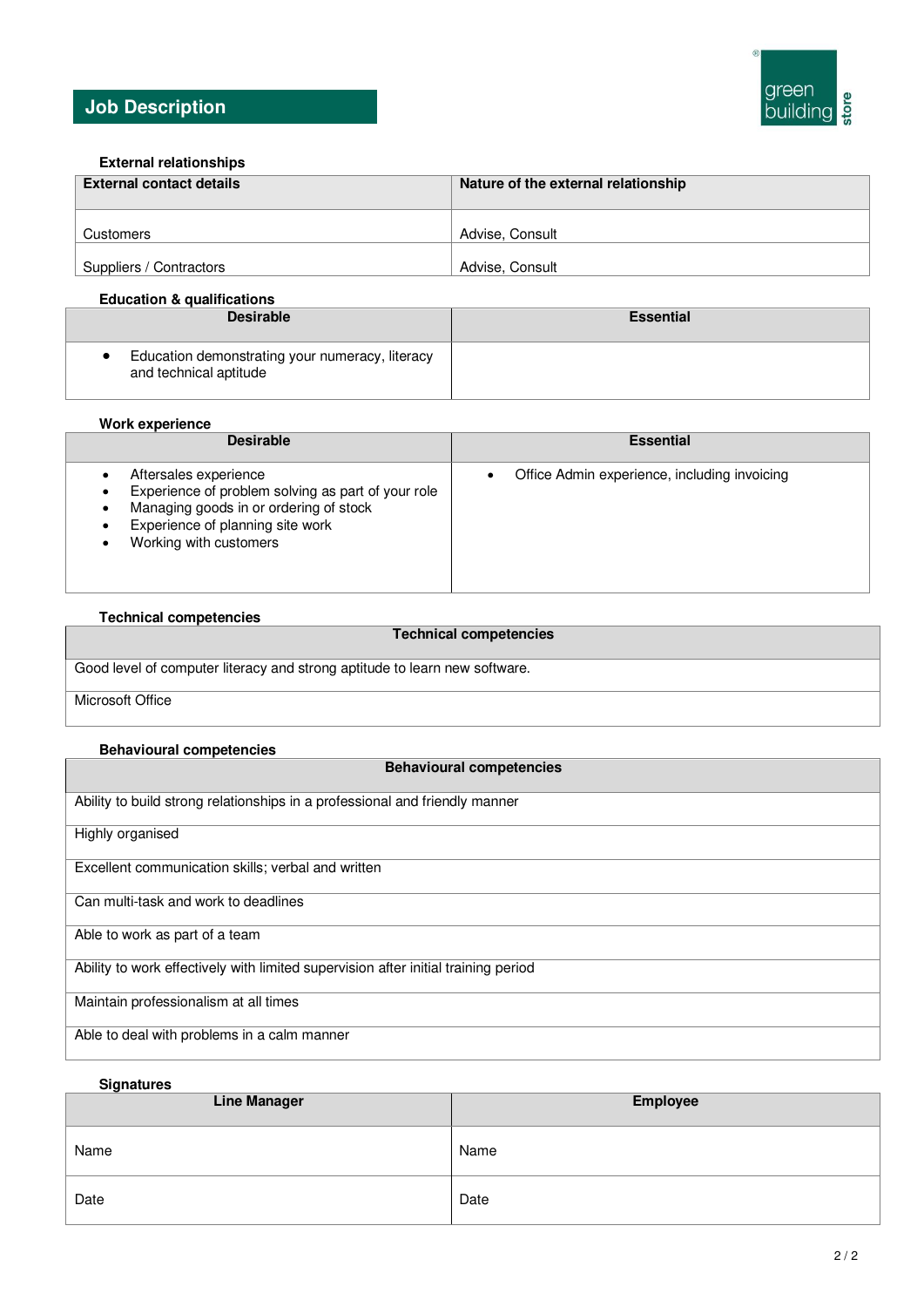# Job Description

green building store

### External relationships

| External contact details | Nature of the external relationship |
|---|---|
| Customers | Advise, Consult |
| Suppliers / Contractors | Advise, Consult |

### Education & qualifications

| Desirable | Essential |
|---|---|
| • Education demonstrating your numeracy, literacy and technical aptitude | |

### Work experience

| Desirable | Essential |
|---|---|
| • Aftersales experience<br>• Experience of problem solving as part of your role<br>• Managing goods in or ordering of stock<br>• Experience of planning site work<br>• Working with customers | • Office Admin experience, including invoicing |

### Technical competencies

| Technical competencies |
|---|
| Good level of computer literacy and strong aptitude to learn new software. |
| Microsoft Office |

### Behavioural competencies

| Behavioural competencies |
|---|
| Ability to build strong relationships in a professional and friendly manner |
| Highly organised |
| Excellent communication skills; verbal and written |
| Can multi-task and work to deadlines |
| Able to work as part of a team |
| Ability to work effectively with limited supervision after initial training period |
| Maintain professionalism at all times |
| Able to deal with problems in a calm manner |

### Signatures

| Line Manager | Employee |
|---|---|
| Name | Name |
| Date | Date |